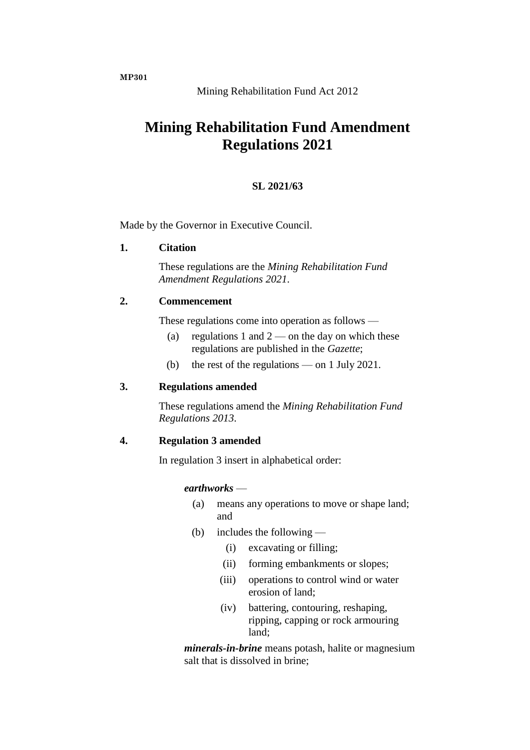**MP301**

Mining Rehabilitation Fund Act 2012

# Mining Rehabilitation Fund Amendment Regulations 2021

**SL 2021/63**

Made by the Governor in Executive Council.

### 1. Citation

These regulations are the *Mining Rehabilitation Fund Amendment Regulations 2021*.

### 2. Commencement

These regulations come into operation as follows —

(a) regulations 1 and 2 — on the day on which these regulations are published in the *Gazette*;

(b) the rest of the regulations — on 1 July 2021.

### 3. Regulations amended

These regulations amend the *Mining Rehabilitation Fund Regulations 2013*.

### 4. Regulation 3 amended

In regulation 3 insert in alphabetical order:

***earthworks*** —

(a) means any operations to move or shape land; and

(b) includes the following —

(i) excavating or filling;

(ii) forming embankments or slopes;

(iii) operations to control wind or water erosion of land;

(iv) battering, contouring, reshaping, ripping, capping or rock armouring land;

***minerals-in-brine*** means potash, halite or magnesium salt that is dissolved in brine;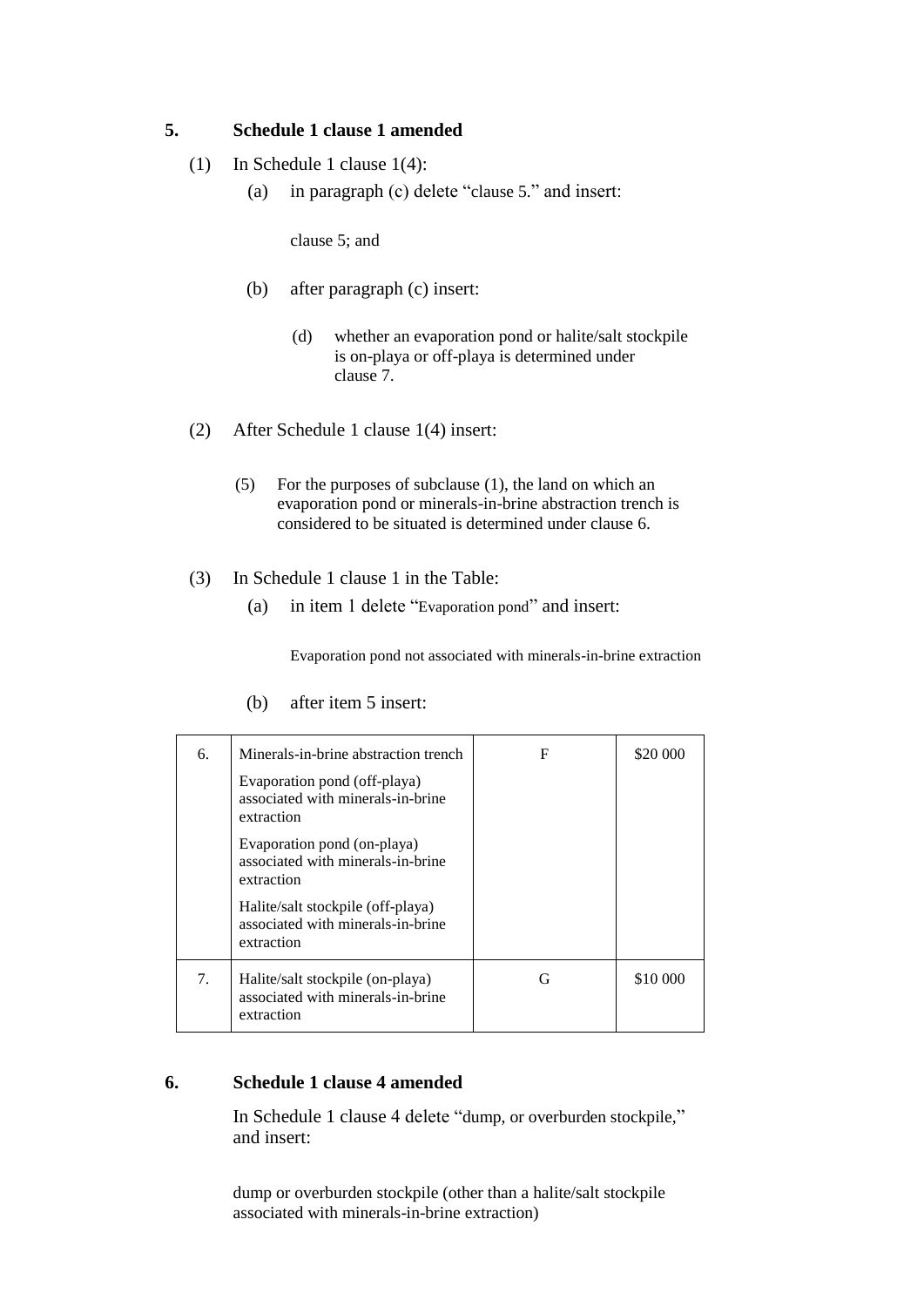## 5. Schedule 1 clause 1 amended

(1) In Schedule 1 clause 1(4):

(a) in paragraph (c) delete "clause 5." and insert:

> clause 5; and

(b) after paragraph (c) insert:

> (d) whether an evaporation pond or halite/salt stockpile is on-playa or off-playa is determined under clause 7.

(2) After Schedule 1 clause 1(4) insert:

> (5) For the purposes of subclause (1), the land on which an evaporation pond or minerals-in-brine abstraction trench is considered to be situated is determined under clause 6.

(3) In Schedule 1 clause 1 in the Table:

(a) in item 1 delete "Evaporation pond" and insert:

> Evaporation pond not associated with minerals-in-brine extraction

(b) after item 5 insert:

| | | | |
|---|---|---|---|
| 6. | Minerals-in-brine abstraction trench<br>Evaporation pond (off-playa) associated with minerals-in-brine extraction<br>Evaporation pond (on-playa) associated with minerals-in-brine extraction<br>Halite/salt stockpile (off-playa) associated with minerals-in-brine extraction | F | \$20 000 |
| 7. | Halite/salt stockpile (on-playa) associated with minerals-in-brine extraction | G | \$10 000 |

## 6. Schedule 1 clause 4 amended

In Schedule 1 clause 4 delete "dump, or overburden stockpile," and insert:

> dump or overburden stockpile (other than a halite/salt stockpile associated with minerals-in-brine extraction)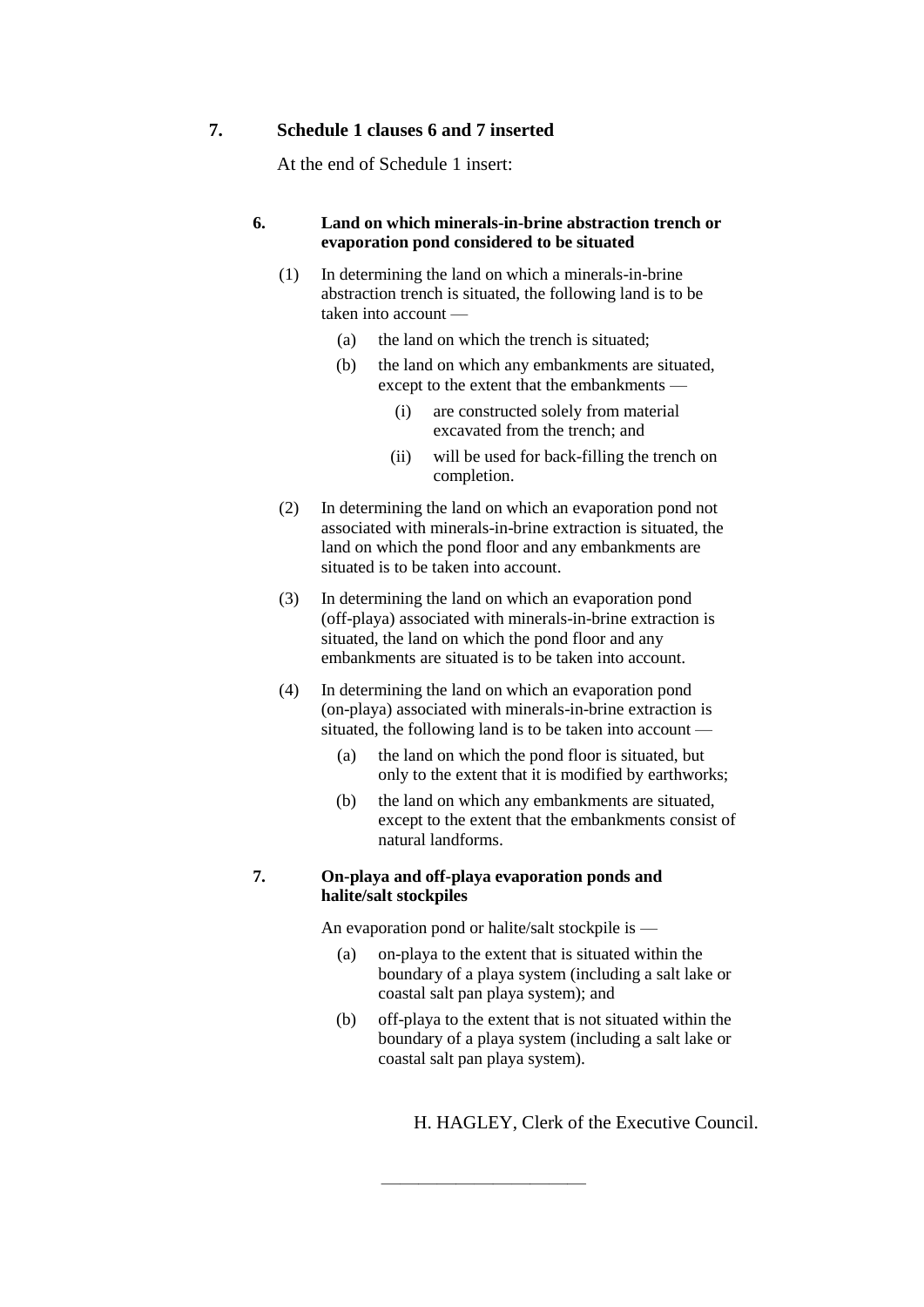## 7. Schedule 1 clauses 6 and 7 inserted

At the end of Schedule 1 insert:

### 6. Land on which minerals-in-brine abstraction trench or evaporation pond considered to be situated

(1) In determining the land on which a minerals-in-brine abstraction trench is situated, the following land is to be taken into account —

- (a) the land on which the trench is situated;
- (b) the land on which any embankments are situated, except to the extent that the embankments —
  - (i) are constructed solely from material excavated from the trench; and
  - (ii) will be used for back-filling the trench on completion.

(2) In determining the land on which an evaporation pond not associated with minerals-in-brine extraction is situated, the land on which the pond floor and any embankments are situated is to be taken into account.

(3) In determining the land on which an evaporation pond (off-playa) associated with minerals-in-brine extraction is situated, the land on which the pond floor and any embankments are situated is to be taken into account.

(4) In determining the land on which an evaporation pond (on-playa) associated with minerals-in-brine extraction is situated, the following land is to be taken into account —

- (a) the land on which the pond floor is situated, but only to the extent that it is modified by earthworks;
- (b) the land on which any embankments are situated, except to the extent that the embankments consist of natural landforms.

### 7. On-playa and off-playa evaporation ponds and halite/salt stockpiles

An evaporation pond or halite/salt stockpile is —

- (a) on-playa to the extent that is situated within the boundary of a playa system (including a salt lake or coastal salt pan playa system); and
- (b) off-playa to the extent that is not situated within the boundary of a playa system (including a salt lake or coastal salt pan playa system).

H. HAGLEY, Clerk of the Executive Council.